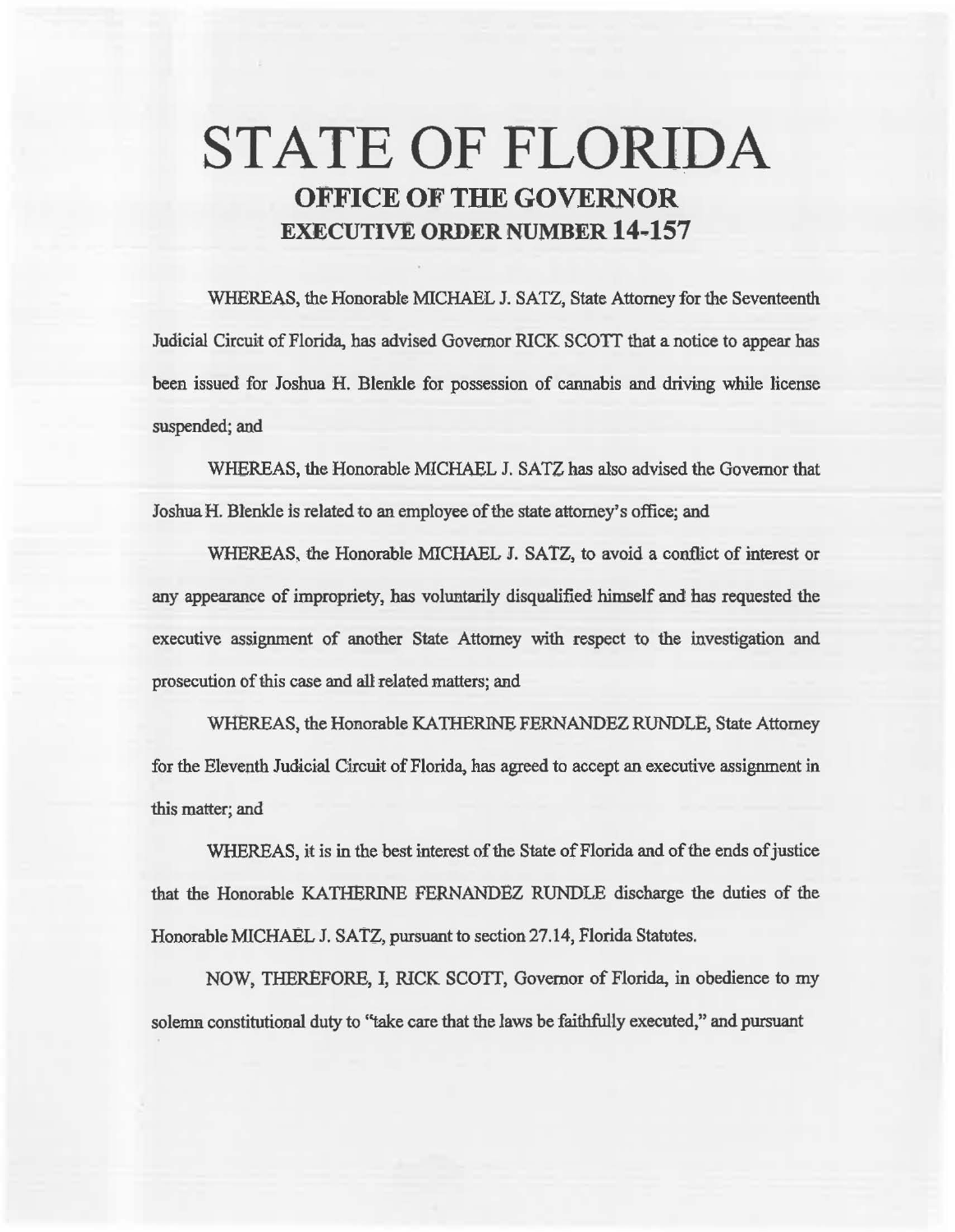# STATE OF FLORIDA
## OFFICE OF THE GOVERNOR
## EXECUTIVE ORDER NUMBER 14-157

WHEREAS, the Honorable MICHAEL J. SATZ, State Attorney for the Seventeenth Judicial Circuit of Florida, has advised Governor RICK SCOTT that a notice to appear has been issued for Joshua H. Blenkle for possession of cannabis and driving while license suspended; and

WHEREAS, the Honorable MICHAEL J. SATZ has also advised the Governor that Joshua H. Blenkle is related to an employee of the state attorney's office; and

WHEREAS, the Honorable MICHAEL J. SATZ, to avoid a conflict of interest or any appearance of impropriety, has voluntarily disqualified himself and has requested the executive assignment of another State Attorney with respect to the investigation and prosecution of this case and all related matters; and

WHEREAS, the Honorable KATHERINE FERNANDEZ RUNDLE, State Attorney for the Eleventh Judicial Circuit of Florida, has agreed to accept an executive assignment in this matter; and

WHEREAS, it is in the best interest of the State of Florida and of the ends of justice that the Honorable KATHERINE FERNANDEZ RUNDLE discharge the duties of the Honorable MICHAEL J. SATZ, pursuant to section 27.14, Florida Statutes.

NOW, THEREFORE, I, RICK SCOTT, Governor of Florida, in obedience to my solemn constitutional duty to "take care that the laws be faithfully executed," and pursuant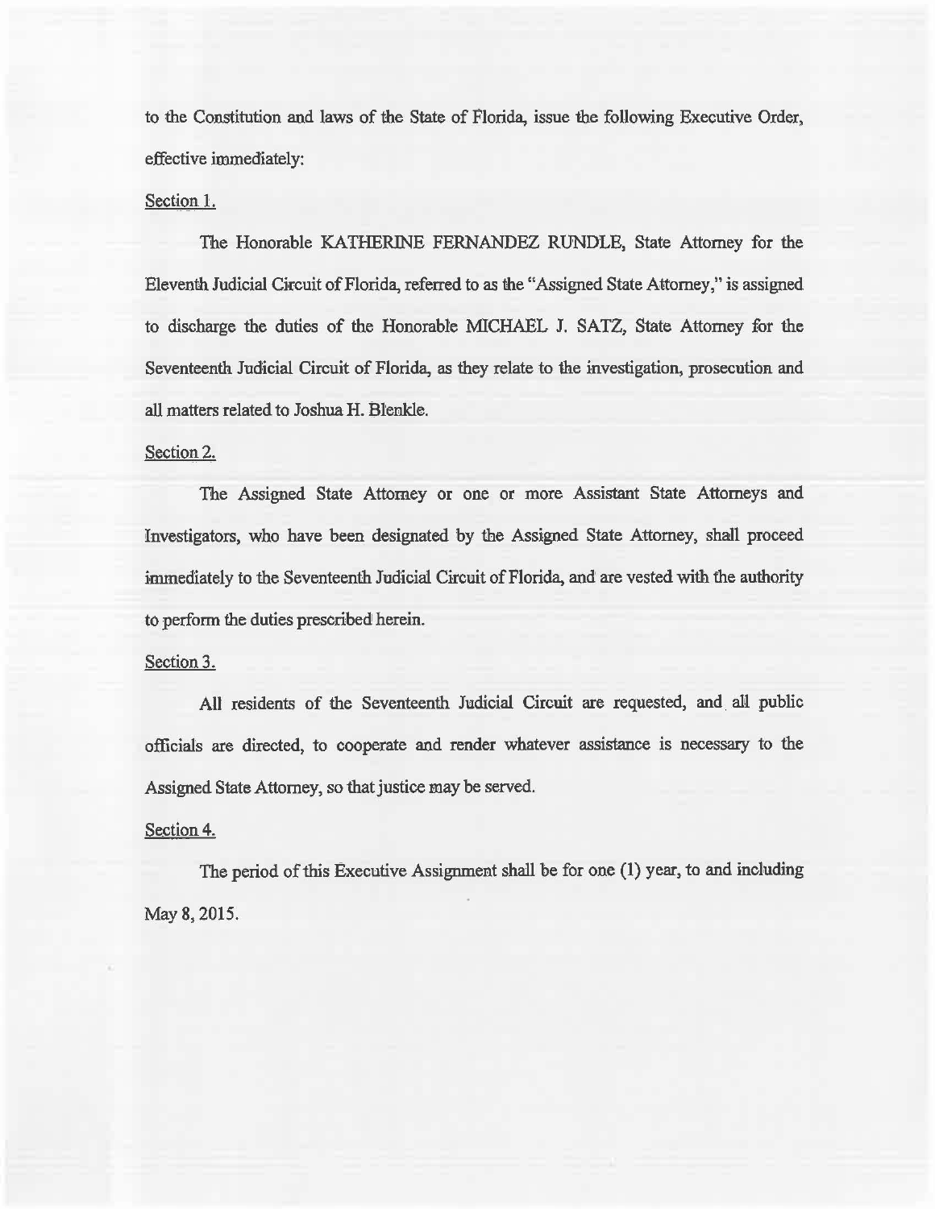to the Constitution and laws of the State of Florida, issue the following Executive Order, effective immediately:

Section 1.

The Honorable KATHERINE FERNANDEZ RUNDLE, State Attorney for the Eleventh Judicial Circuit of Florida, referred to as the "Assigned State Attorney," is assigned to discharge the duties of the Honorable MICHAEL J. SATZ, State Attorney for the Seventeenth Judicial Circuit of Florida, as they relate to the investigation, prosecution and all matters related to Joshua H. Blenkle.

Section 2.

The Assigned State Attorney or one or more Assistant State Attorneys and Investigators, who have been designated by the Assigned State Attorney, shall proceed immediately to the Seventeenth Judicial Circuit of Florida, and are vested with the authority to perform the duties prescribed herein.

Section 3.

All residents of the Seventeenth Judicial Circuit are requested, and all public officials are directed, to cooperate and render whatever assistance is necessary to the Assigned State Attorney, so that justice may be served.

Section 4.

The period of this Executive Assignment shall be for one (1) year, to and including May 8, 2015.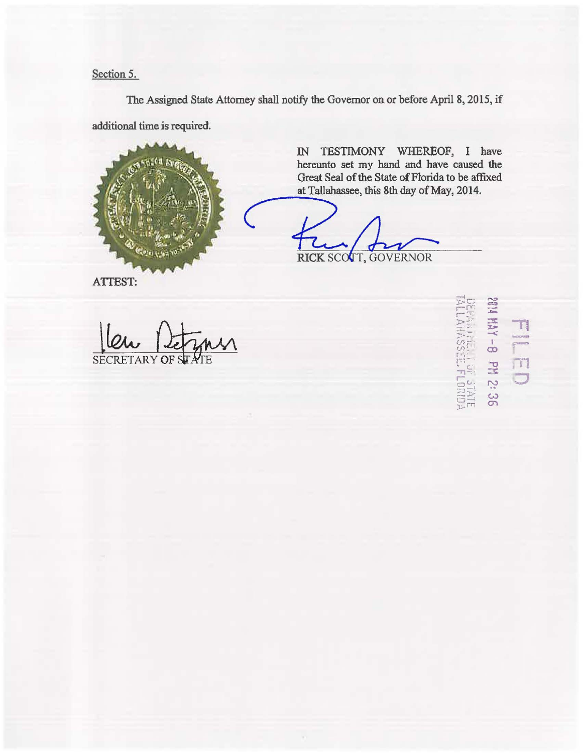Section 5.

The Assigned State Attorney shall notify the Governor on or before April 8, 2015, if additional time is required.

IN TESTIMONY WHEREOF, I have hereunto set my hand and have caused the Great Seal of the State of Florida to be affixed at Tallahassee, this 8th day of May, 2014.

RICK SCOTT, GOVERNOR

ATTEST:

SECRETARY OF STATE

FILED

2014 MAY -8 PM 2:36

DEPARTMENT OF STATE
TALLAHASSEE, FLORIDA